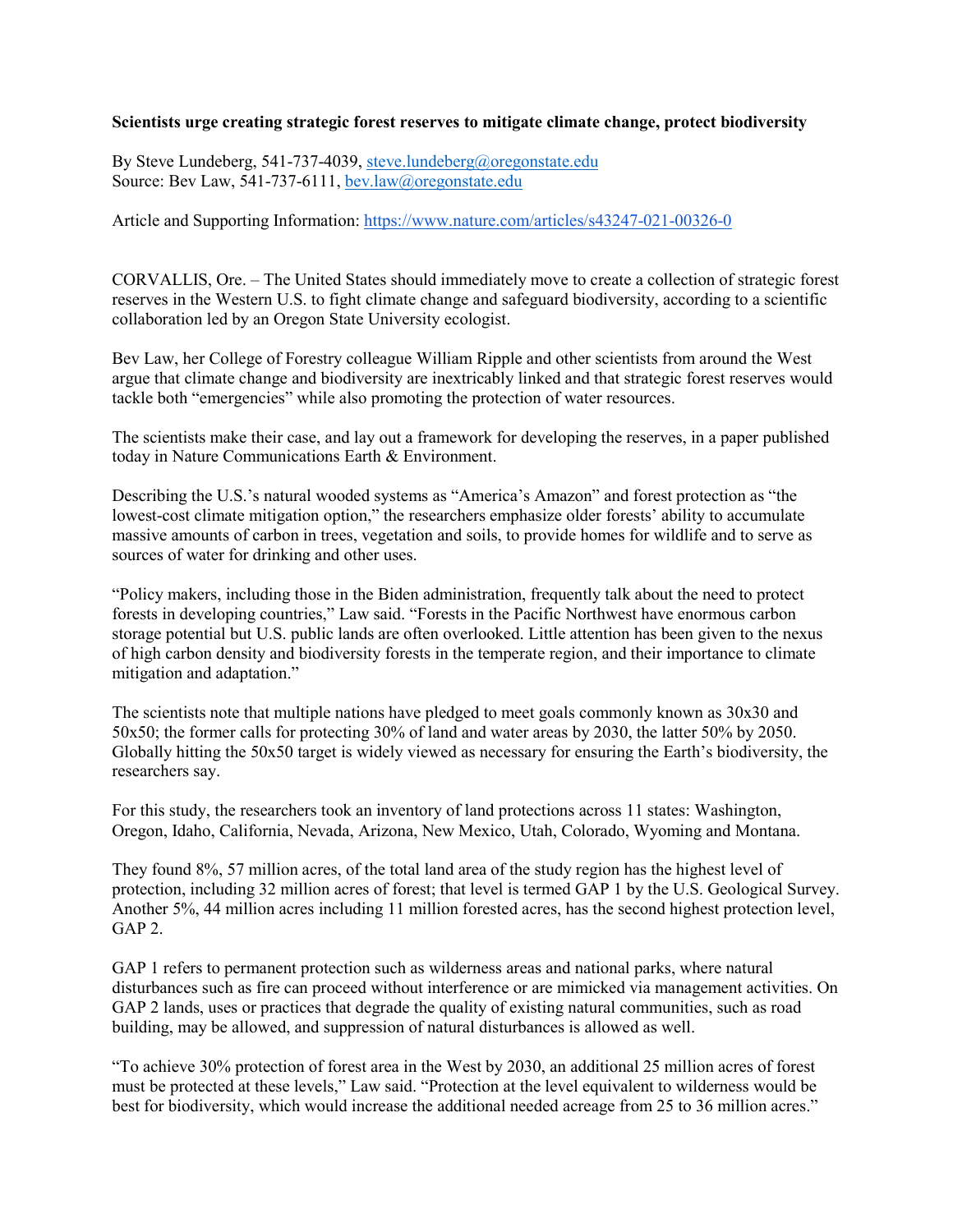**Scientists urge creating strategic forest reserves to mitigate climate change, protect biodiversity**

By Steve Lundeberg, 541-737-4039, steve.lundeberg@oregonstate.edu
Source: Bev Law, 541-737-6111, bev.law@oregonstate.edu

Article and Supporting Information: https://www.nature.com/articles/s43247-021-00326-0

CORVALLIS, Ore. – The United States should immediately move to create a collection of strategic forest reserves in the Western U.S. to fight climate change and safeguard biodiversity, according to a scientific collaboration led by an Oregon State University ecologist.

Bev Law, her College of Forestry colleague William Ripple and other scientists from around the West argue that climate change and biodiversity are inextricably linked and that strategic forest reserves would tackle both "emergencies" while also promoting the protection of water resources.

The scientists make their case, and lay out a framework for developing the reserves, in a paper published today in Nature Communications Earth & Environment.

Describing the U.S.'s natural wooded systems as "America's Amazon" and forest protection as "the lowest-cost climate mitigation option," the researchers emphasize older forests' ability to accumulate massive amounts of carbon in trees, vegetation and soils, to provide homes for wildlife and to serve as sources of water for drinking and other uses.

"Policy makers, including those in the Biden administration, frequently talk about the need to protect forests in developing countries," Law said. "Forests in the Pacific Northwest have enormous carbon storage potential but U.S. public lands are often overlooked. Little attention has been given to the nexus of high carbon density and biodiversity forests in the temperate region, and their importance to climate mitigation and adaptation."

The scientists note that multiple nations have pledged to meet goals commonly known as 30x30 and 50x50; the former calls for protecting 30% of land and water areas by 2030, the latter 50% by 2050. Globally hitting the 50x50 target is widely viewed as necessary for ensuring the Earth's biodiversity, the researchers say.

For this study, the researchers took an inventory of land protections across 11 states: Washington, Oregon, Idaho, California, Nevada, Arizona, New Mexico, Utah, Colorado, Wyoming and Montana.

They found 8%, 57 million acres, of the total land area of the study region has the highest level of protection, including 32 million acres of forest; that level is termed GAP 1 by the U.S. Geological Survey. Another 5%, 44 million acres including 11 million forested acres, has the second highest protection level, GAP 2.

GAP 1 refers to permanent protection such as wilderness areas and national parks, where natural disturbances such as fire can proceed without interference or are mimicked via management activities. On GAP 2 lands, uses or practices that degrade the quality of existing natural communities, such as road building, may be allowed, and suppression of natural disturbances is allowed as well.

"To achieve 30% protection of forest area in the West by 2030, an additional 25 million acres of forest must be protected at these levels," Law said. "Protection at the level equivalent to wilderness would be best for biodiversity, which would increase the additional needed acreage from 25 to 36 million acres."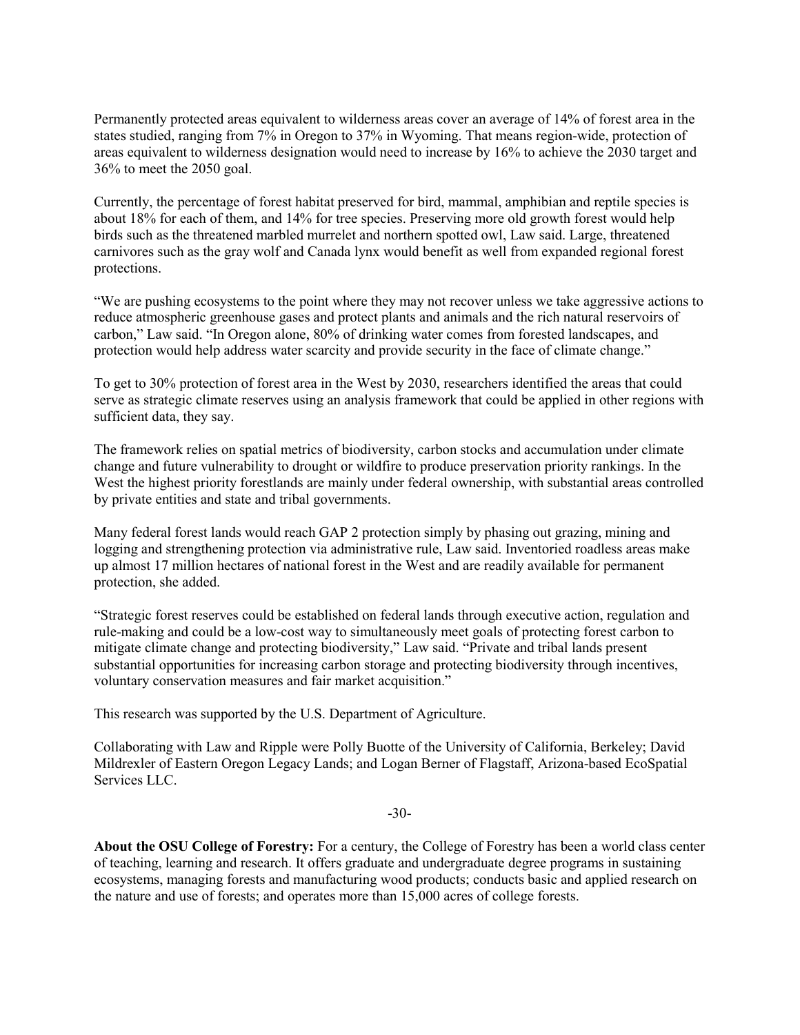Permanently protected areas equivalent to wilderness areas cover an average of 14% of forest area in the states studied, ranging from 7% in Oregon to 37% in Wyoming. That means region-wide, protection of areas equivalent to wilderness designation would need to increase by 16% to achieve the 2030 target and 36% to meet the 2050 goal.

Currently, the percentage of forest habitat preserved for bird, mammal, amphibian and reptile species is about 18% for each of them, and 14% for tree species. Preserving more old growth forest would help birds such as the threatened marbled murrelet and northern spotted owl, Law said. Large, threatened carnivores such as the gray wolf and Canada lynx would benefit as well from expanded regional forest protections.

"We are pushing ecosystems to the point where they may not recover unless we take aggressive actions to reduce atmospheric greenhouse gases and protect plants and animals and the rich natural reservoirs of carbon," Law said. "In Oregon alone, 80% of drinking water comes from forested landscapes, and protection would help address water scarcity and provide security in the face of climate change."

To get to 30% protection of forest area in the West by 2030, researchers identified the areas that could serve as strategic climate reserves using an analysis framework that could be applied in other regions with sufficient data, they say.

The framework relies on spatial metrics of biodiversity, carbon stocks and accumulation under climate change and future vulnerability to drought or wildfire to produce preservation priority rankings. In the West the highest priority forestlands are mainly under federal ownership, with substantial areas controlled by private entities and state and tribal governments.

Many federal forest lands would reach GAP 2 protection simply by phasing out grazing, mining and logging and strengthening protection via administrative rule, Law said. Inventoried roadless areas make up almost 17 million hectares of national forest in the West and are readily available for permanent protection, she added.

"Strategic forest reserves could be established on federal lands through executive action, regulation and rule-making and could be a low-cost way to simultaneously meet goals of protecting forest carbon to mitigate climate change and protecting biodiversity," Law said. "Private and tribal lands present substantial opportunities for increasing carbon storage and protecting biodiversity through incentives, voluntary conservation measures and fair market acquisition."

This research was supported by the U.S. Department of Agriculture.

Collaborating with Law and Ripple were Polly Buotte of the University of California, Berkeley; David Mildrexler of Eastern Oregon Legacy Lands; and Logan Berner of Flagstaff, Arizona-based EcoSpatial Services LLC.

-30-

**About the OSU College of Forestry:** For a century, the College of Forestry has been a world class center of teaching, learning and research. It offers graduate and undergraduate degree programs in sustaining ecosystems, managing forests and manufacturing wood products; conducts basic and applied research on the nature and use of forests; and operates more than 15,000 acres of college forests.